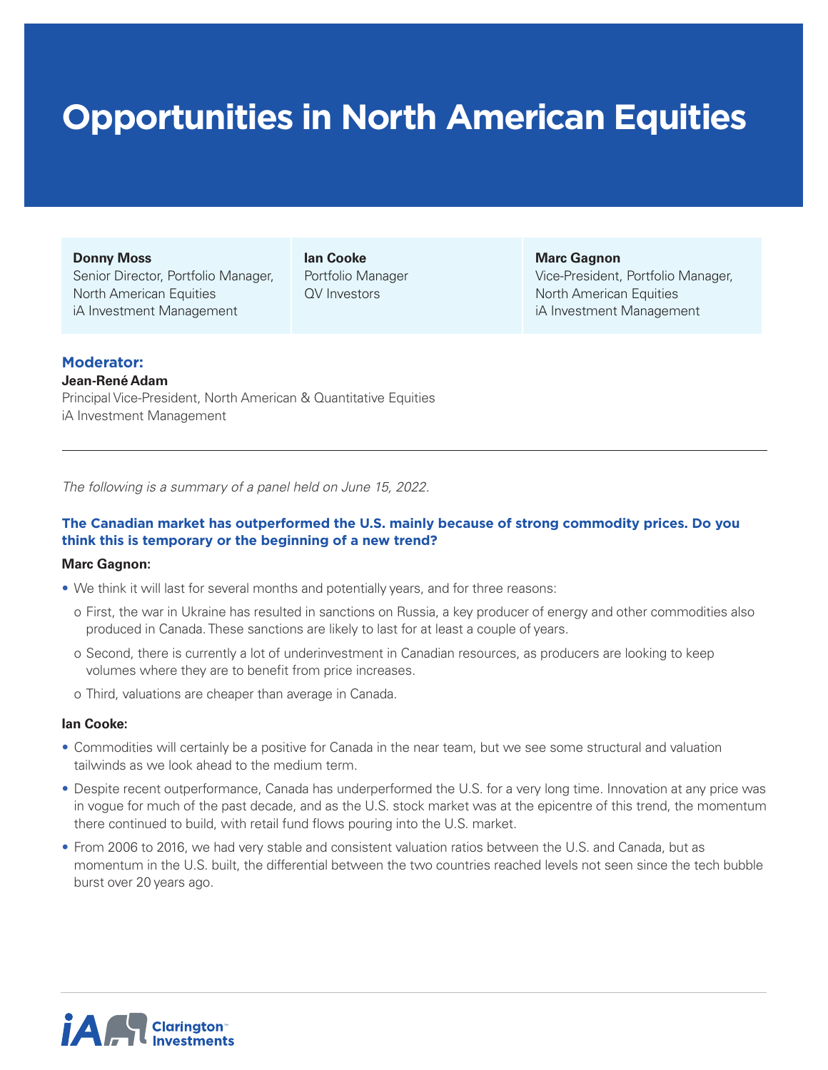# Opportunities in North American Equities

**Donny Moss**
Senior Director, Portfolio Manager, North American Equities
iA Investment Management

**Ian Cooke**
Portfolio Manager
QV Investors

**Marc Gagnon**
Vice-President, Portfolio Manager, North American Equities
iA Investment Management

**Moderator:**

**Jean-René Adam**
Principal Vice-President, North American & Quantitative Equities
iA Investment Management

---

*The following is a summary of a panel held on June 15, 2022.*

### The Canadian market has outperformed the U.S. mainly because of strong commodity prices. Do you think this is temporary or the beginning of a new trend?

**Marc Gagnon:**

- We think it will last for several months and potentially years, and for three reasons:
  - First, the war in Ukraine has resulted in sanctions on Russia, a key producer of energy and other commodities also produced in Canada. These sanctions are likely to last for at least a couple of years.
  - Second, there is currently a lot of underinvestment in Canadian resources, as producers are looking to keep volumes where they are to benefit from price increases.
  - Third, valuations are cheaper than average in Canada.

**Ian Cooke:**

- Commodities will certainly be a positive for Canada in the near team, but we see some structural and valuation tailwinds as we look ahead to the medium term.
- Despite recent outperformance, Canada has underperformed the U.S. for a very long time. Innovation at any price was in vogue for much of the past decade, and as the U.S. stock market was at the epicentre of this trend, the momentum there continued to build, with retail fund flows pouring into the U.S. market.
- From 2006 to 2016, we had very stable and consistent valuation ratios between the U.S. and Canada, but as momentum in the U.S. built, the differential between the two countries reached levels not seen since the tech bubble burst over 20 years ago.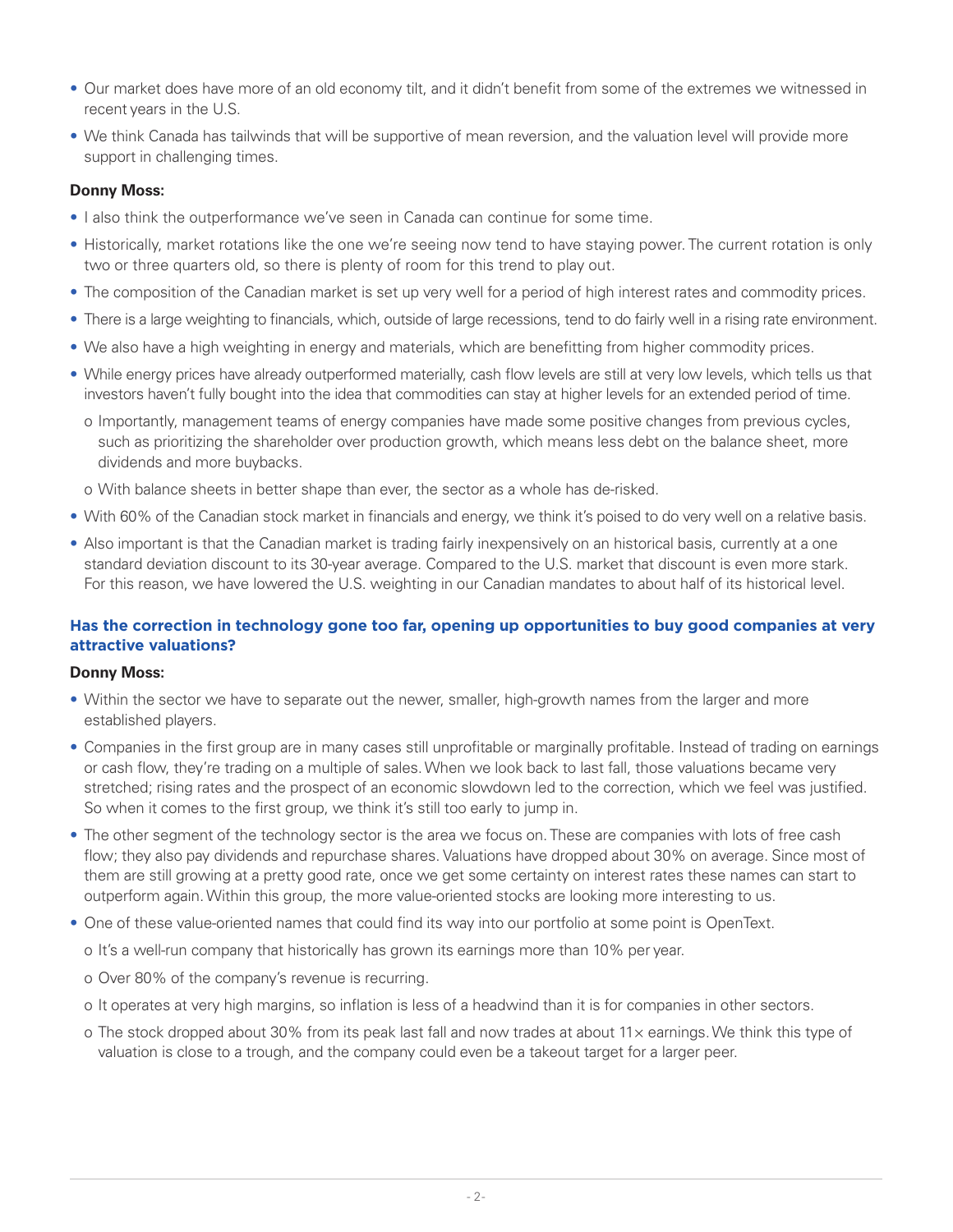- Our market does have more of an old economy tilt, and it didn't benefit from some of the extremes we witnessed in recent years in the U.S.
- We think Canada has tailwinds that will be supportive of mean reversion, and the valuation level will provide more support in challenging times.

**Donny Moss:**

- I also think the outperformance we've seen in Canada can continue for some time.
- Historically, market rotations like the one we're seeing now tend to have staying power. The current rotation is only two or three quarters old, so there is plenty of room for this trend to play out.
- The composition of the Canadian market is set up very well for a period of high interest rates and commodity prices.
- There is a large weighting to financials, which, outside of large recessions, tend to do fairly well in a rising rate environment.
- We also have a high weighting in energy and materials, which are benefitting from higher commodity prices.
- While energy prices have already outperformed materially, cash flow levels are still at very low levels, which tells us that investors haven't fully bought into the idea that commodities can stay at higher levels for an extended period of time.
  - Importantly, management teams of energy companies have made some positive changes from previous cycles, such as prioritizing the shareholder over production growth, which means less debt on the balance sheet, more dividends and more buybacks.
  - With balance sheets in better shape than ever, the sector as a whole has de-risked.
- With 60% of the Canadian stock market in financials and energy, we think it's poised to do very well on a relative basis.
- Also important is that the Canadian market is trading fairly inexpensively on an historical basis, currently at a one standard deviation discount to its 30-year average. Compared to the U.S. market that discount is even more stark. For this reason, we have lowered the U.S. weighting in our Canadian mandates to about half of its historical level.

### Has the correction in technology gone too far, opening up opportunities to buy good companies at very attractive valuations?

**Donny Moss:**

- Within the sector we have to separate out the newer, smaller, high-growth names from the larger and more established players.
- Companies in the first group are in many cases still unprofitable or marginally profitable. Instead of trading on earnings or cash flow, they're trading on a multiple of sales. When we look back to last fall, those valuations became very stretched; rising rates and the prospect of an economic slowdown led to the correction, which we feel was justified. So when it comes to the first group, we think it's still too early to jump in.
- The other segment of the technology sector is the area we focus on. These are companies with lots of free cash flow; they also pay dividends and repurchase shares. Valuations have dropped about 30% on average. Since most of them are still growing at a pretty good rate, once we get some certainty on interest rates these names can start to outperform again. Within this group, the more value-oriented stocks are looking more interesting to us.
- One of these value-oriented names that could find its way into our portfolio at some point is OpenText.
  - It's a well-run company that historically has grown its earnings more than 10% per year.
  - Over 80% of the company's revenue is recurring.
  - It operates at very high margins, so inflation is less of a headwind than it is for companies in other sectors.
  - The stock dropped about 30% from its peak last fall and now trades at about 11× earnings. We think this type of valuation is close to a trough, and the company could even be a takeout target for a larger peer.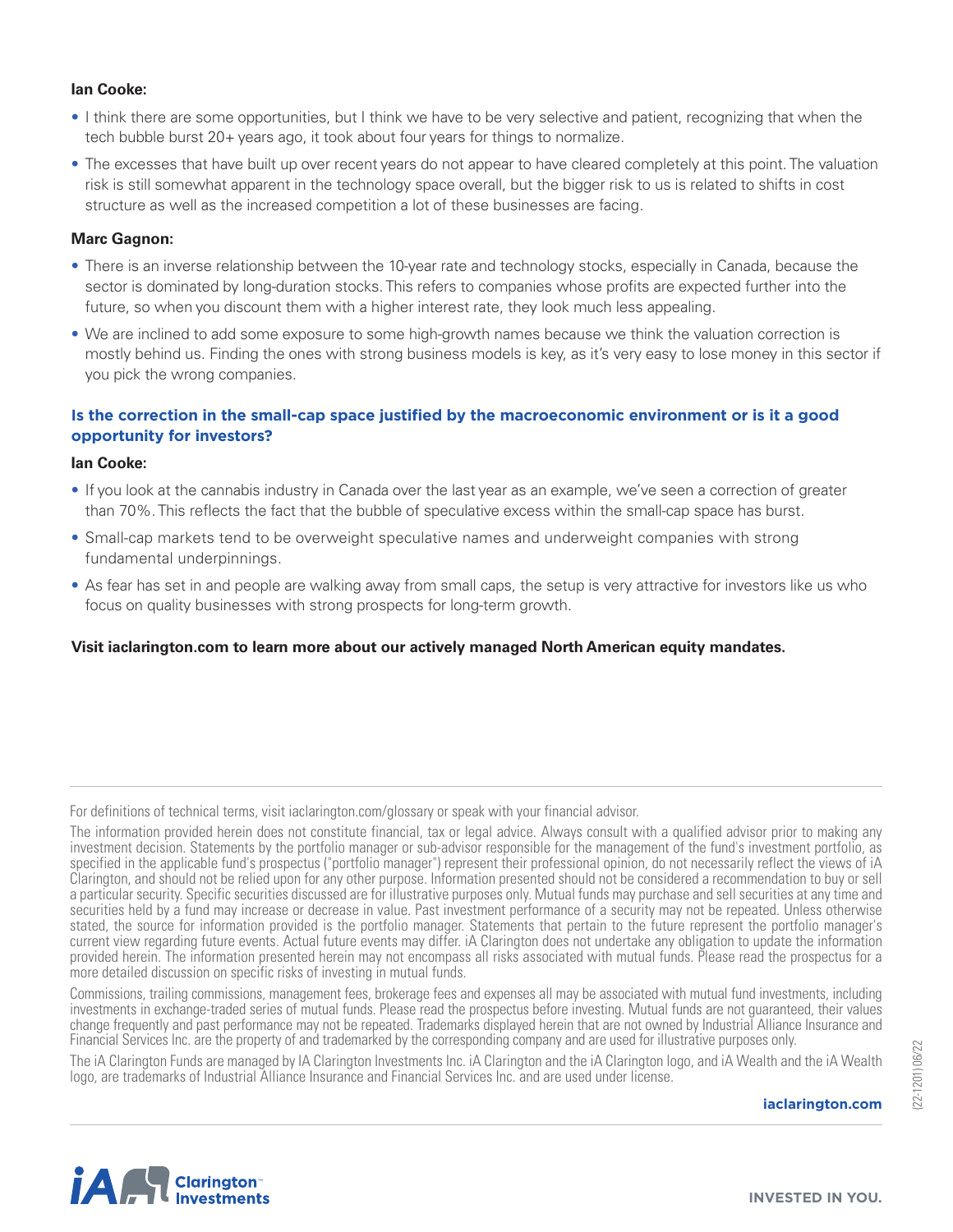**Ian Cooke:**

- I think there are some opportunities, but I think we have to be very selective and patient, recognizing that when the tech bubble burst 20+ years ago, it took about four years for things to normalize.
- The excesses that have built up over recent years do not appear to have cleared completely at this point. The valuation risk is still somewhat apparent in the technology space overall, but the bigger risk to us is related to shifts in cost structure as well as the increased competition a lot of these businesses are facing.

**Marc Gagnon:**

- There is an inverse relationship between the 10-year rate and technology stocks, especially in Canada, because the sector is dominated by long-duration stocks. This refers to companies whose profits are expected further into the future, so when you discount them with a higher interest rate, they look much less appealing.
- We are inclined to add some exposure to some high-growth names because we think the valuation correction is mostly behind us. Finding the ones with strong business models is key, as it's very easy to lose money in this sector if you pick the wrong companies.

### Is the correction in the small-cap space justified by the macroeconomic environment or is it a good opportunity for investors?

**Ian Cooke:**

- If you look at the cannabis industry in Canada over the last year as an example, we've seen a correction of greater than 70%. This reflects the fact that the bubble of speculative excess within the small-cap space has burst.
- Small-cap markets tend to be overweight speculative names and underweight companies with strong fundamental underpinnings.
- As fear has set in and people are walking away from small caps, the setup is very attractive for investors like us who focus on quality businesses with strong prospects for long-term growth.

**Visit iaclarington.com to learn more about our actively managed North American equity mandates.**

---

For definitions of technical terms, visit iaclarington.com/glossary or speak with your financial advisor.

The information provided herein does not constitute financial, tax or legal advice. Always consult with a qualified advisor prior to making any investment decision. Statements by the portfolio manager or sub-advisor responsible for the management of the fund's investment portfolio, as specified in the applicable fund's prospectus ("portfolio manager") represent their professional opinion, do not necessarily reflect the views of iA Clarington, and should not be relied upon for any other purpose. Information presented should not be considered a recommendation to buy or sell a particular security. Specific securities discussed are for illustrative purposes only. Mutual funds may purchase and sell securities at any time and securities held by a fund may increase or decrease in value. Past investment performance of a security may not be repeated. Unless otherwise stated, the source for information provided is the portfolio manager. Statements that pertain to the future represent the portfolio manager's current view regarding future events. Actual future events may differ. iA Clarington does not undertake any obligation to update the information provided herein. The information presented herein may not encompass all risks associated with mutual funds. Please read the prospectus for a more detailed discussion on specific risks of investing in mutual funds.

Commissions, trailing commissions, management fees, brokerage fees and expenses all may be associated with mutual fund investments, including investments in exchange-traded series of mutual funds. Please read the prospectus before investing. Mutual funds are not guaranteed, their values change frequently and past performance may not be repeated. Trademarks displayed herein that are not owned by Industrial Alliance Insurance and Financial Services Inc. are the property of and trademarked by the corresponding company and are used for illustrative purposes only.

The iA Clarington Funds are managed by IA Clarington Investments Inc. iA Clarington and the iA Clarington logo, and iA Wealth and the iA Wealth logo, are trademarks of Industrial Alliance Insurance and Financial Services Inc. and are used under license.

(22-1201) 06/22

**iaclarington.com**

iA Clarington Investments

**INVESTED IN YOU.**